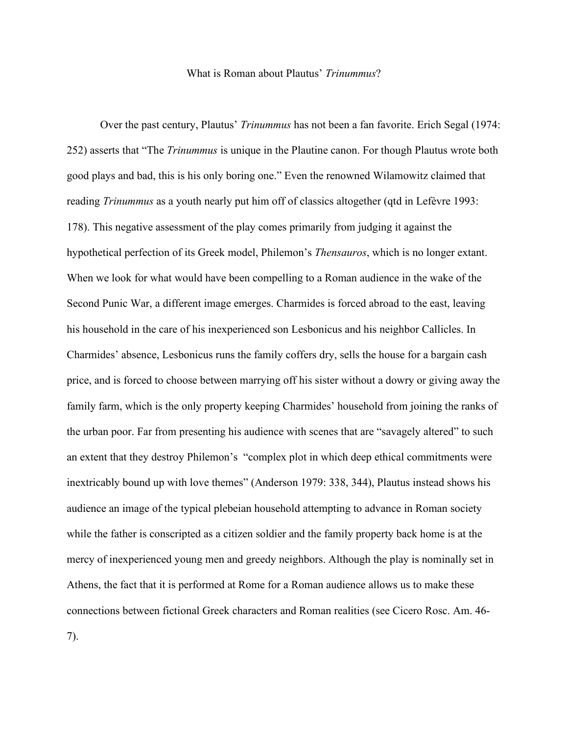# What is Roman about Plautus' *Trinummus*?

Over the past century, Plautus' *Trinummus* has not been a fan favorite. Erich Segal (1974: 252) asserts that "The *Trinummus* is unique in the Plautine canon. For though Plautus wrote both good plays and bad, this is his only boring one." Even the renowned Wilamowitz claimed that reading *Trinummus* as a youth nearly put him off of classics altogether (qtd in Lefèvre 1993: 178). This negative assessment of the play comes primarily from judging it against the hypothetical perfection of its Greek model, Philemon's *Thensauros*, which is no longer extant. When we look for what would have been compelling to a Roman audience in the wake of the Second Punic War, a different image emerges. Charmides is forced abroad to the east, leaving his household in the care of his inexperienced son Lesbonicus and his neighbor Callicles. In Charmides' absence, Lesbonicus runs the family coffers dry, sells the house for a bargain cash price, and is forced to choose between marrying off his sister without a dowry or giving away the family farm, which is the only property keeping Charmides' household from joining the ranks of the urban poor. Far from presenting his audience with scenes that are "savagely altered" to such an extent that they destroy Philemon's "complex plot in which deep ethical commitments were inextricably bound up with love themes" (Anderson 1979: 338, 344), Plautus instead shows his audience an image of the typical plebeian household attempting to advance in Roman society while the father is conscripted as a citizen soldier and the family property back home is at the mercy of inexperienced young men and greedy neighbors. Although the play is nominally set in Athens, the fact that it is performed at Rome for a Roman audience allows us to make these connections between fictional Greek characters and Roman realities (see Cicero Rosc. Am. 46-7).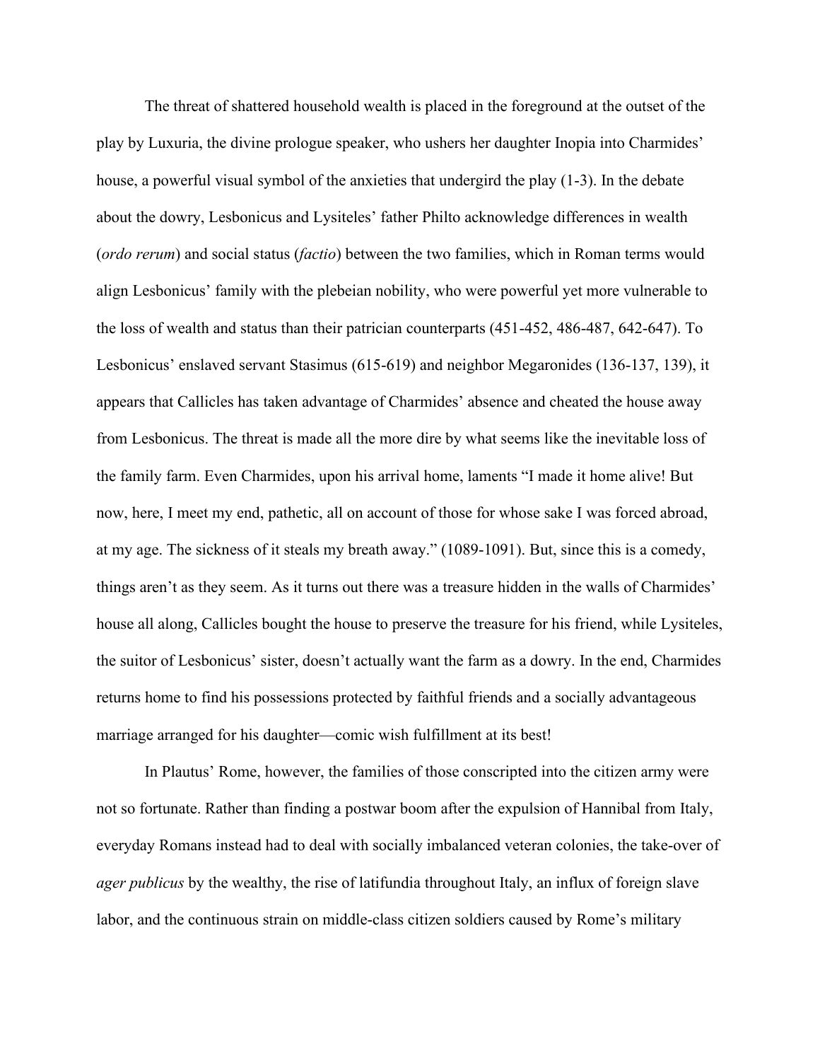The threat of shattered household wealth is placed in the foreground at the outset of the play by Luxuria, the divine prologue speaker, who ushers her daughter Inopia into Charmides' house, a powerful visual symbol of the anxieties that undergird the play (1-3). In the debate about the dowry, Lesbonicus and Lysiteles' father Philto acknowledge differences in wealth (*ordo rerum*) and social status (*factio*) between the two families, which in Roman terms would align Lesbonicus' family with the plebeian nobility, who were powerful yet more vulnerable to the loss of wealth and status than their patrician counterparts (451-452, 486-487, 642-647). To Lesbonicus' enslaved servant Stasimus (615-619) and neighbor Megaronides (136-137, 139), it appears that Callicles has taken advantage of Charmides' absence and cheated the house away from Lesbonicus. The threat is made all the more dire by what seems like the inevitable loss of the family farm. Even Charmides, upon his arrival home, laments "I made it home alive! But now, here, I meet my end, pathetic, all on account of those for whose sake I was forced abroad, at my age. The sickness of it steals my breath away." (1089-1091). But, since this is a comedy, things aren't as they seem. As it turns out there was a treasure hidden in the walls of Charmides' house all along, Callicles bought the house to preserve the treasure for his friend, while Lysiteles, the suitor of Lesbonicus' sister, doesn't actually want the farm as a dowry. In the end, Charmides returns home to find his possessions protected by faithful friends and a socially advantageous marriage arranged for his daughter—comic wish fulfillment at its best!

In Plautus' Rome, however, the families of those conscripted into the citizen army were not so fortunate. Rather than finding a postwar boom after the expulsion of Hannibal from Italy, everyday Romans instead had to deal with socially imbalanced veteran colonies, the take-over of *ager publicus* by the wealthy, the rise of latifundia throughout Italy, an influx of foreign slave labor, and the continuous strain on middle-class citizen soldiers caused by Rome's military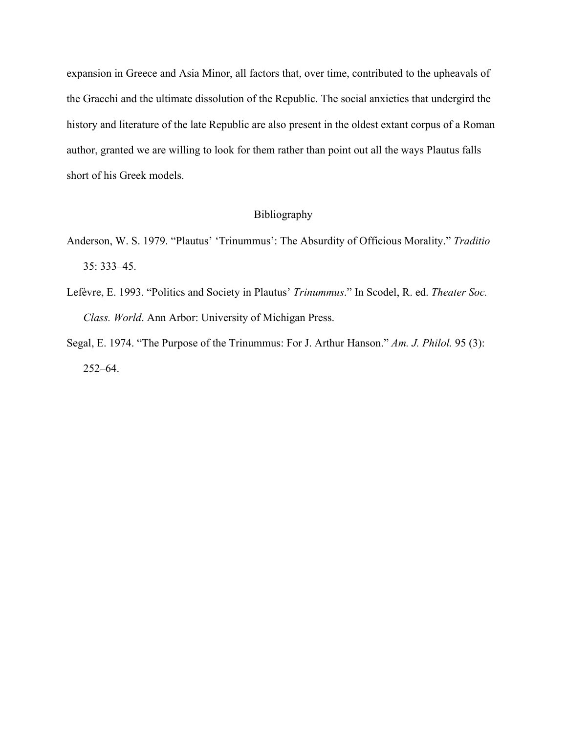expansion in Greece and Asia Minor, all factors that, over time, contributed to the upheavals of the Gracchi and the ultimate dissolution of the Republic. The social anxieties that undergird the history and literature of the late Republic are also present in the oldest extant corpus of a Roman author, granted we are willing to look for them rather than point out all the ways Plautus falls short of his Greek models.

## Bibliography

Anderson, W. S. 1979. "Plautus' 'Trinummus': The Absurdity of Officious Morality." *Traditio* 35: 333–45.

Lefèvre, E. 1993. "Politics and Society in Plautus' *Trinummus*." In Scodel, R. ed. *Theater Soc. Class. World*. Ann Arbor: University of Michigan Press.

Segal, E. 1974. "The Purpose of the Trinummus: For J. Arthur Hanson." *Am. J. Philol.* 95 (3): 252–64.